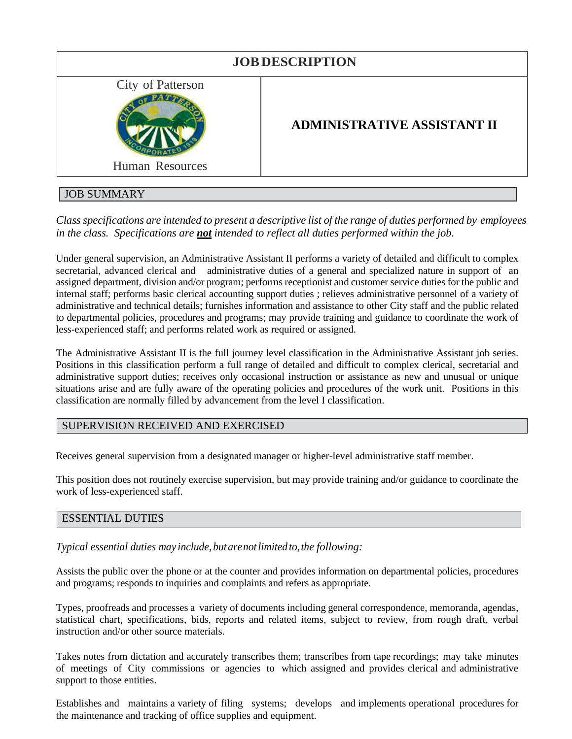# JOB DESCRIPTION

City of Patterson

Human Resources

## ADMINISTRATIVE ASSISTANT II

## JOB SUMMARY

*Class specifications are intended to present a descriptive list of the range of duties performed by employees in the class. Specifications are **not** intended to reflect all duties performed within the job.*

Under general supervision, an Administrative Assistant II performs a variety of detailed and difficult to complex secretarial, advanced clerical and administrative duties of a general and specialized nature in support of an assigned department, division and/or program; performs receptionist and customer service duties for the public and internal staff; performs basic clerical accounting support duties ; relieves administrative personnel of a variety of administrative and technical details; furnishes information and assistance to other City staff and the public related to departmental policies, procedures and programs; may provide training and guidance to coordinate the work of less-experienced staff; and performs related work as required or assigned.

The Administrative Assistant II is the full journey level classification in the Administrative Assistant job series. Positions in this classification perform a full range of detailed and difficult to complex clerical, secretarial and administrative support duties; receives only occasional instruction or assistance as new and unusual or unique situations arise and are fully aware of the operating policies and procedures of the work unit. Positions in this classification are normally filled by advancement from the level I classification.

## SUPERVISION RECEIVED AND EXERCISED

Receives general supervision from a designated manager or higher-level administrative staff member.

This position does not routinely exercise supervision, but may provide training and/or guidance to coordinate the work of less-experienced staff.

## ESSENTIAL DUTIES

*Typical essential duties may include, but are not limited to, the following:*

Assists the public over the phone or at the counter and provides information on departmental policies, procedures and programs; responds to inquiries and complaints and refers as appropriate.

Types, proofreads and processes a variety of documents including general correspondence, memoranda, agendas, statistical chart, specifications, bids, reports and related items, subject to review, from rough draft, verbal instruction and/or other source materials.

Takes notes from dictation and accurately transcribes them; transcribes from tape recordings; may take minutes of meetings of City commissions or agencies to which assigned and provides clerical and administrative support to those entities.

Establishes and maintains a variety of filing systems; develops and implements operational procedures for the maintenance and tracking of office supplies and equipment.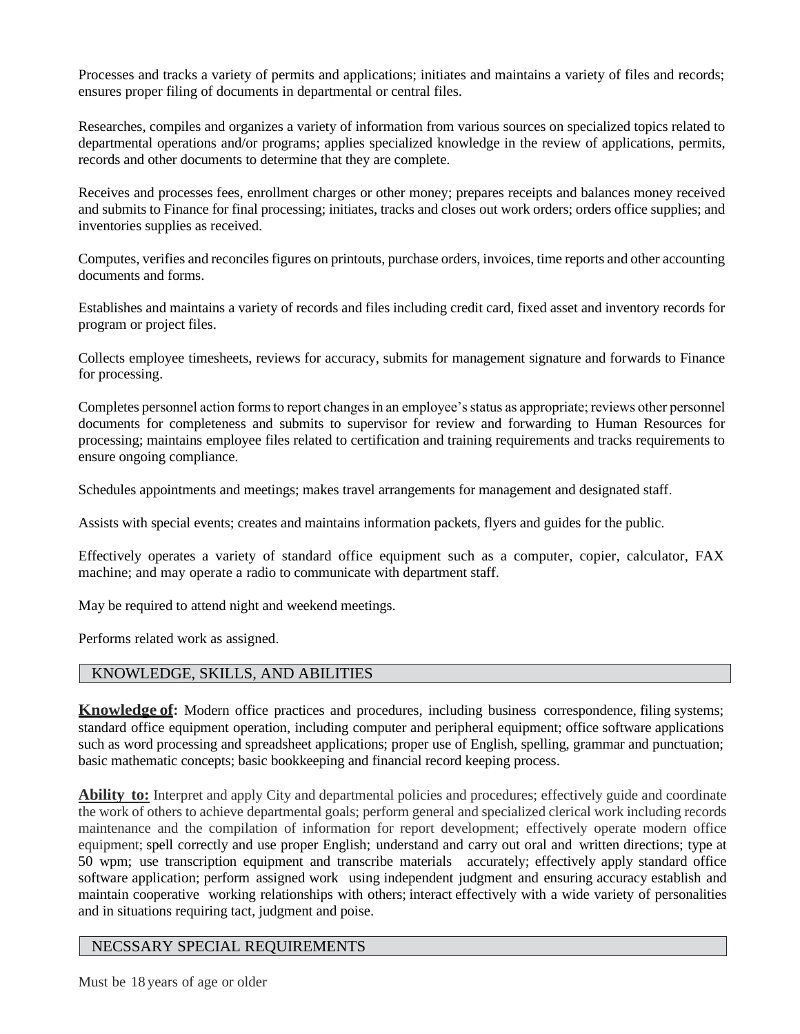Processes and tracks a variety of permits and applications; initiates and maintains a variety of files and records; ensures proper filing of documents in departmental or central files.

Researches, compiles and organizes a variety of information from various sources on specialized topics related to departmental operations and/or programs; applies specialized knowledge in the review of applications, permits, records and other documents to determine that they are complete.

Receives and processes fees, enrollment charges or other money; prepares receipts and balances money received and submits to Finance for final processing; initiates, tracks and closes out work orders; orders office supplies; and inventories supplies as received.

Computes, verifies and reconciles figures on printouts, purchase orders, invoices, time reports and other accounting documents and forms.

Establishes and maintains a variety of records and files including credit card, fixed asset and inventory records for program or project files.

Collects employee timesheets, reviews for accuracy, submits for management signature and forwards to Finance for processing.

Completes personnel action forms to report changes in an employee's status as appropriate; reviews other personnel documents for completeness and submits to supervisor for review and forwarding to Human Resources for processing; maintains employee files related to certification and training requirements and tracks requirements to ensure ongoing compliance.

Schedules appointments and meetings; makes travel arrangements for management and designated staff.

Assists with special events; creates and maintains information packets, flyers and guides for the public.

Effectively operates a variety of standard office equipment such as a computer, copier, calculator, FAX machine; and may operate a radio to communicate with department staff.

May be required to attend night and weekend meetings.

Performs related work as assigned.

## KNOWLEDGE, SKILLS, AND ABILITIES

**Knowledge of:** Modern office practices and procedures, including business correspondence, filing systems; standard office equipment operation, including computer and peripheral equipment; office software applications such as word processing and spreadsheet applications; proper use of English, spelling, grammar and punctuation; basic mathematic concepts; basic bookkeeping and financial record keeping process.

**Ability to:** Interpret and apply City and departmental policies and procedures; effectively guide and coordinate the work of others to achieve departmental goals; perform general and specialized clerical work including records maintenance and the compilation of information for report development; effectively operate modern office equipment; spell correctly and use proper English; understand and carry out oral and written directions; type at 50 wpm; use transcription equipment and transcribe materials accurately; effectively apply standard office software application; perform assigned work using independent judgment and ensuring accuracy establish and maintain cooperative working relationships with others; interact effectively with a wide variety of personalities and in situations requiring tact, judgment and poise.

## NECSSARY SPECIAL REQUIREMENTS

Must be 18 years of age or older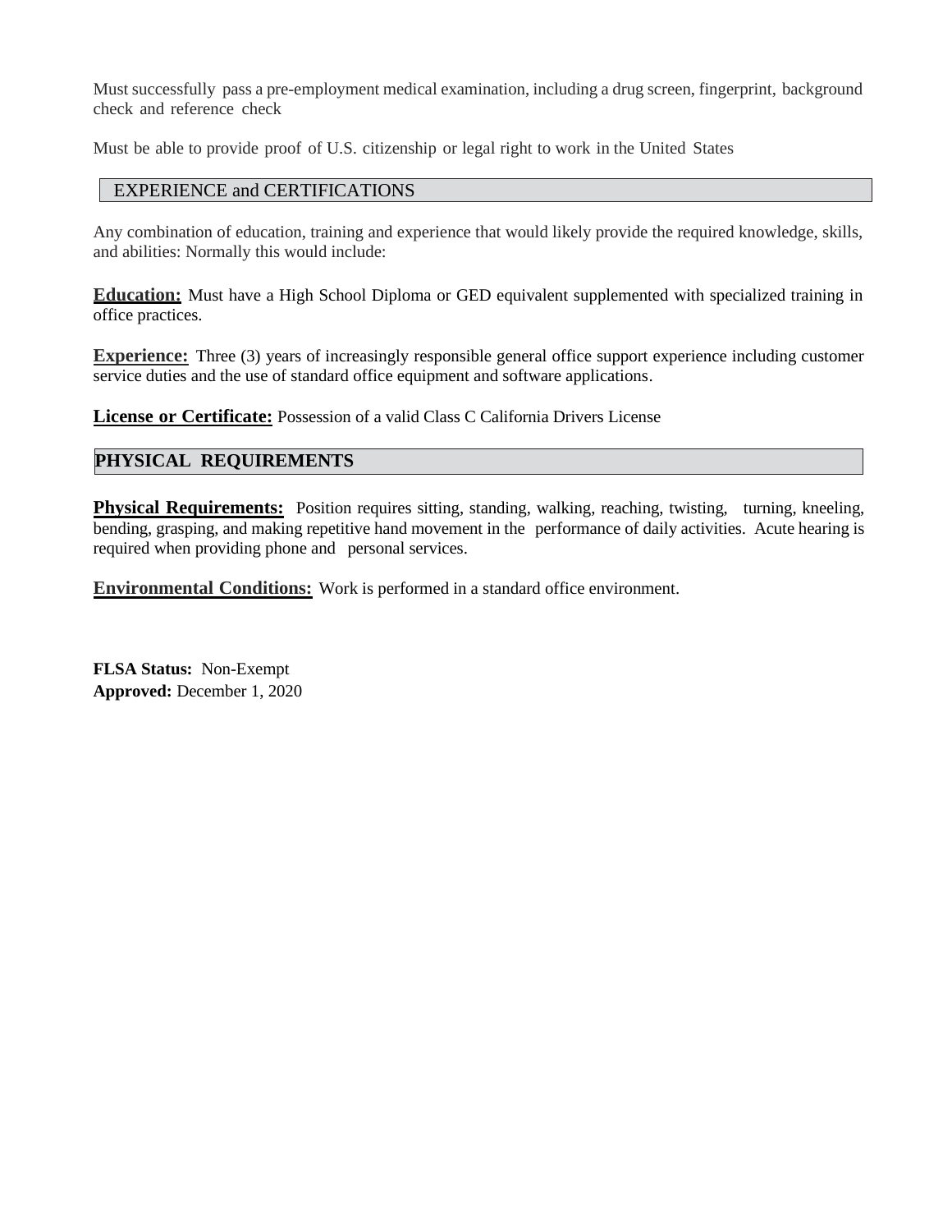Must successfully pass a pre-employment medical examination, including a drug screen, fingerprint, background check and reference check

Must be able to provide proof of U.S. citizenship or legal right to work in the United States

## EXPERIENCE and CERTIFICATIONS

Any combination of education, training and experience that would likely provide the required knowledge, skills, and abilities: Normally this would include:

**Education:** Must have a High School Diploma or GED equivalent supplemented with specialized training in office practices.

**Experience:** Three (3) years of increasingly responsible general office support experience including customer service duties and the use of standard office equipment and software applications.

**License or Certificate:** Possession of a valid Class C California Drivers License

## PHYSICAL REQUIREMENTS

**Physical Requirements:** Position requires sitting, standing, walking, reaching, twisting, turning, kneeling, bending, grasping, and making repetitive hand movement in the performance of daily activities. Acute hearing is required when providing phone and personal services.

**Environmental Conditions:** Work is performed in a standard office environment.

**FLSA Status:** Non-Exempt
**Approved:** December 1, 2020